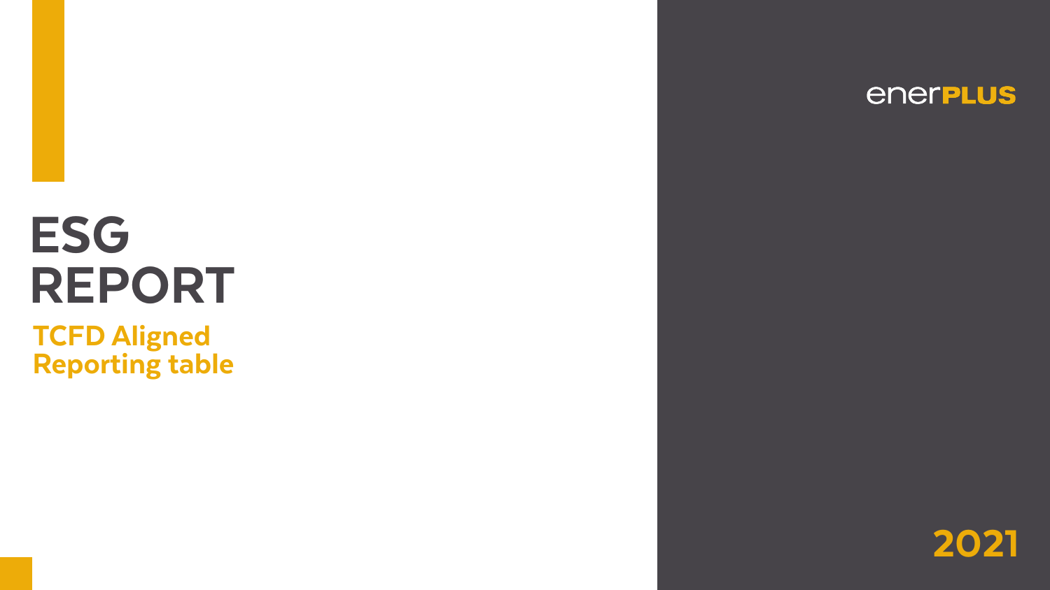# ESG REPORT

## TCFD Aligned Reporting table

enerPLUS

2021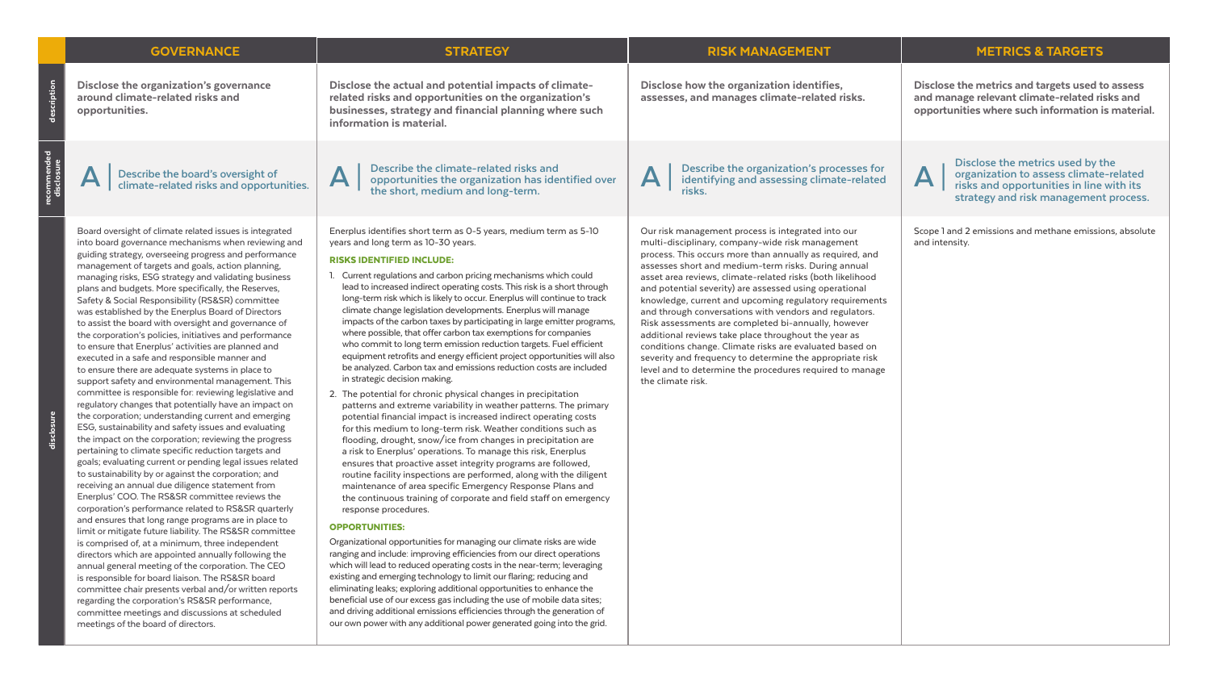| | GOVERNANCE | STRATEGY | RISK MANAGEMENT | METRICS & TARGETS |
|---|---|---|---|---|
| **description** | **Disclose the organization's governance around climate-related risks and opportunities.** | **Disclose the actual and potential impacts of climate-related risks and opportunities on the organization's businesses, strategy and financial planning where such information is material.** | **Disclose how the organization identifies, assesses, and manages climate-related risks.** | **Disclose the metrics and targets used to assess and manage relevant climate-related risks and opportunities where such information is material.** |
| **recommended disclosure** | **A** — Describe the board's oversight of climate-related risks and opportunities. | **A** — Describe the climate-related risks and opportunities the organization has identified over the short, medium and long-term. | **A** — Describe the organization's processes for identifying and assessing climate-related risks. | **A** — Disclose the metrics used by the organization to assess climate-related risks and opportunities in line with its strategy and risk management process. |
| **disclosure** | Board oversight of climate related issues is integrated into board governance mechanisms when reviewing and guiding strategy, overseeing progress and performance management of targets and goals, action planning, managing risks, ESG strategy and validating business plans and budgets. More specifically, the Reserves, Safety & Social Responsibility (RS&SR) committee was established by the Enerplus Board of Directors to assist the board with oversight and governance of the corporation's policies, initiatives and performance to ensure that Enerplus' activities are planned and executed in a safe and responsible manner and to ensure there are adequate systems in place to support safety and environmental management. This committee is responsible for: reviewing legislative and regulatory changes that potentially have an impact on the corporation; understanding current and emerging ESG, sustainability and safety issues and evaluating the impact on the corporation; reviewing the progress pertaining to climate specific reduction targets and goals; evaluating current or pending legal issues related to sustainability by or against the corporation; and receiving an annual due diligence statement from Enerplus' COO. The RS&SR committee reviews the corporation's performance related to RS&SR quarterly and ensures that long range programs are in place to limit or mitigate future liability. The RS&SR committee is comprised of, at a minimum, three independent directors which are appointed annually following the annual general meeting of the corporation. The CEO is responsible for board liaison. The RS&SR board committee chair presents verbal and/or written reports regarding the corporation's RS&SR performance, committee meetings and discussions at scheduled meetings of the board of directors. | Enerplus identifies short term as 0-5 years, medium term as 5-10 years and long term as 10-30 years.<br><br>**RISKS IDENTIFIED INCLUDE:**<br><br>1. Current regulations and carbon pricing mechanisms which could lead to increased indirect operating costs. This risk is a short through long-term risk which is likely to occur. Enerplus will continue to track climate change legislation developments. Enerplus will manage impacts of the carbon taxes by participating in large emitter programs, where possible, that offer carbon tax exemptions for companies who commit to long term emission reduction targets. Fuel efficient equipment retrofits and energy efficient project opportunities will also be analyzed. Carbon tax and emissions reduction costs are included in strategic decision making.<br>2. The potential for chronic physical changes in precipitation patterns and extreme variability in weather patterns. The primary potential financial impact is increased indirect operating costs for this medium to long-term risk. Weather conditions such as flooding, drought, snow/ice from changes in precipitation are a risk to Enerplus' operations. To manage this risk, Enerplus ensures that proactive asset integrity programs are followed, routine facility inspections are performed, along with the diligent maintenance of area specific Emergency Response Plans and the continuous training of corporate and field staff on emergency response procedures.<br><br>**OPPORTUNITIES:**<br><br>Organizational opportunities for managing our climate risks are wide ranging and include: improving efficiencies from our direct operations which will lead to reduced operating costs in the near-term; leveraging existing and emerging technology to limit our flaring; reducing and eliminating leaks; exploring additional opportunities to enhance the beneficial use of our excess gas including the use of mobile data sites; and driving additional emissions efficiencies through the generation of our own power with any additional power generated going into the grid. | Our risk management process is integrated into our multi-disciplinary, company-wide risk management process. This occurs more than annually as required, and assesses short and medium-term risks. During annual asset area reviews, climate-related risks (both likelihood and potential severity) are assessed using operational knowledge, current and upcoming regulatory requirements and through conversations with vendors and regulators. Risk assessments are completed bi-annually, however additional reviews take place throughout the year as conditions change. Climate risks are evaluated based on severity and frequency to determine the appropriate risk level and to determine the procedures required to manage the climate risk. | Scope 1 and 2 emissions and methane emissions, absolute and intensity. |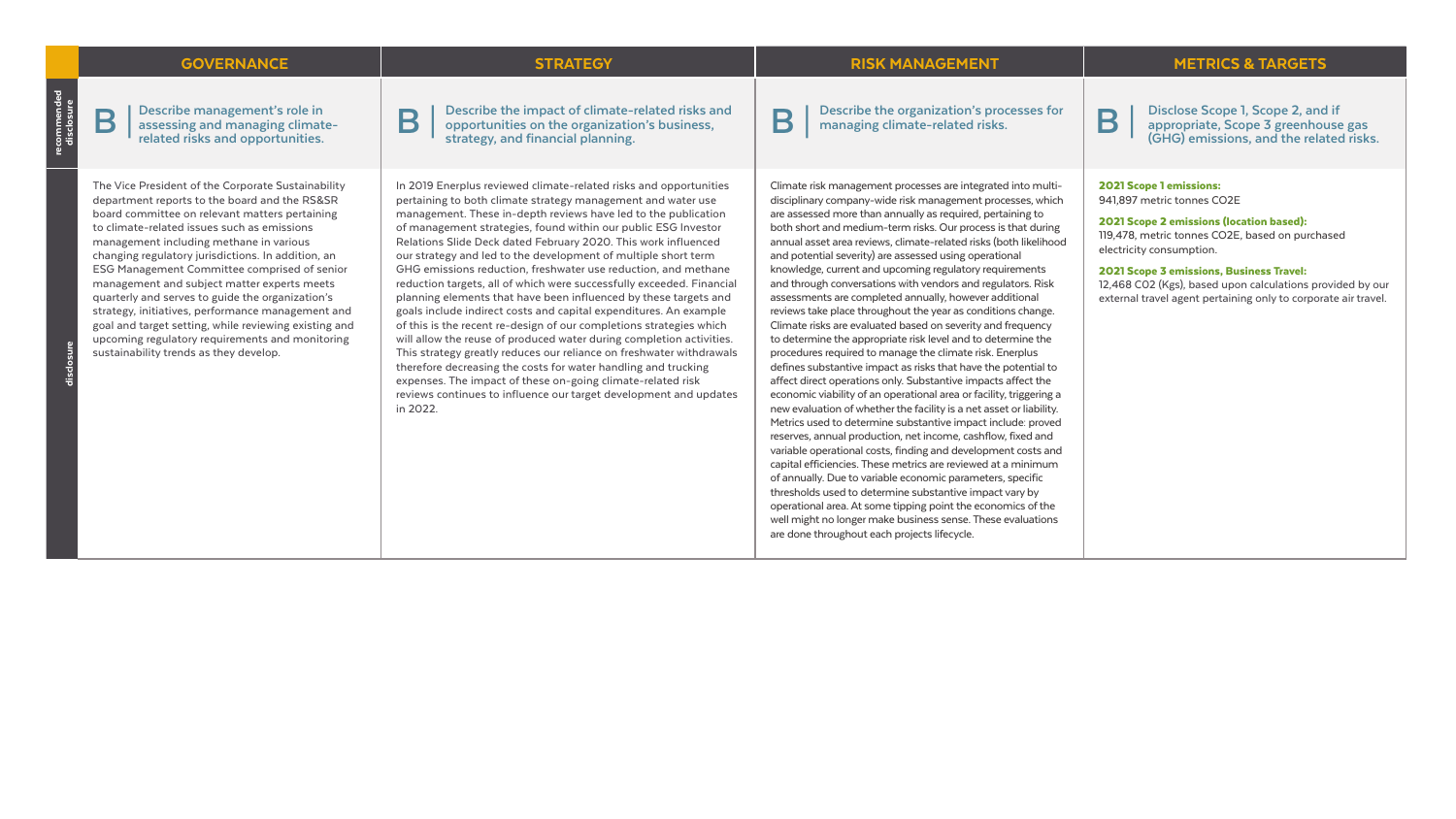| | GOVERNANCE | STRATEGY | RISK MANAGEMENT | METRICS & TARGETS |
|---|---|---|---|---|
| recommended disclosure | **B** Describe management's role in assessing and managing climate-related risks and opportunities. | **B** Describe the impact of climate-related risks and opportunities on the organization's business, strategy, and financial planning. | **B** Describe the organization's processes for managing climate-related risks. | **B** Disclose Scope 1, Scope 2, and if appropriate, Scope 3 greenhouse gas (GHG) emissions, and the related risks. |
| disclosure | The Vice President of the Corporate Sustainability department reports to the board and the RS&SR board committee on relevant matters pertaining to climate-related issues such as emissions management including methane in various changing regulatory jurisdictions. In addition, an ESG Management Committee comprised of senior management and subject matter experts meets quarterly and serves to guide the organization's strategy, initiatives, performance management and goal and target setting, while reviewing existing and upcoming regulatory requirements and monitoring sustainability trends as they develop. | In 2019 Enerplus reviewed climate-related risks and opportunities pertaining to both climate strategy management and water use management. These in-depth reviews have led to the publication of management strategies, found within our public ESG Investor Relations Slide Deck dated February 2020. This work influenced our strategy and led to the development of multiple short term GHG emissions reduction, freshwater use reduction, and methane reduction targets, all of which were successfully exceeded. Financial planning elements that have been influenced by these targets and goals include indirect costs and capital expenditures. An example of this is the recent re-design of our completions strategies which will allow the reuse of produced water during completion activities. This strategy greatly reduces our reliance on freshwater withdrawals therefore decreasing the costs for water handling and trucking expenses. The impact of these on-going climate-related risk reviews continues to influence our target development and updates in 2022. | Climate risk management processes are integrated into multi-disciplinary company-wide risk management processes, which are assessed more than annually as required, pertaining to both short and medium-term risks. Our process is that during annual asset area reviews, climate-related risks (both likelihood and potential severity) are assessed using operational knowledge, current and upcoming regulatory requirements and through conversations with vendors and regulators. Risk assessments are completed annually, however additional reviews take place throughout the year as conditions change. Climate risks are evaluated based on severity and frequency to determine the appropriate risk level and to determine the procedures required to manage the climate risk. Enerplus defines substantive impact as risks that have the potential to affect direct operations only. Substantive impacts affect the economic viability of an operational area or facility, triggering a new evaluation of whether the facility is a net asset or liability. Metrics used to determine substantive impact include: proved reserves, annual production, net income, cashflow, fixed and variable operational costs, finding and development costs and capital efficiencies. These metrics are reviewed at a minimum of annually. Due to variable economic parameters, specific thresholds used to determine substantive impact vary by operational area. At some tipping point the economics of the well might no longer make business sense. These evaluations are done throughout each projects lifecycle. | **2021 Scope 1 emissions:** 941,897 metric tonnes CO2E<br><br>**2021 Scope 2 emissions (location based):** 119,478, metric tonnes CO2E, based on purchased electricity consumption.<br><br>**2021 Scope 3 emissions, Business Travel:** 12,468 CO2 (Kgs), based upon calculations provided by our external travel agent pertaining only to corporate air travel. |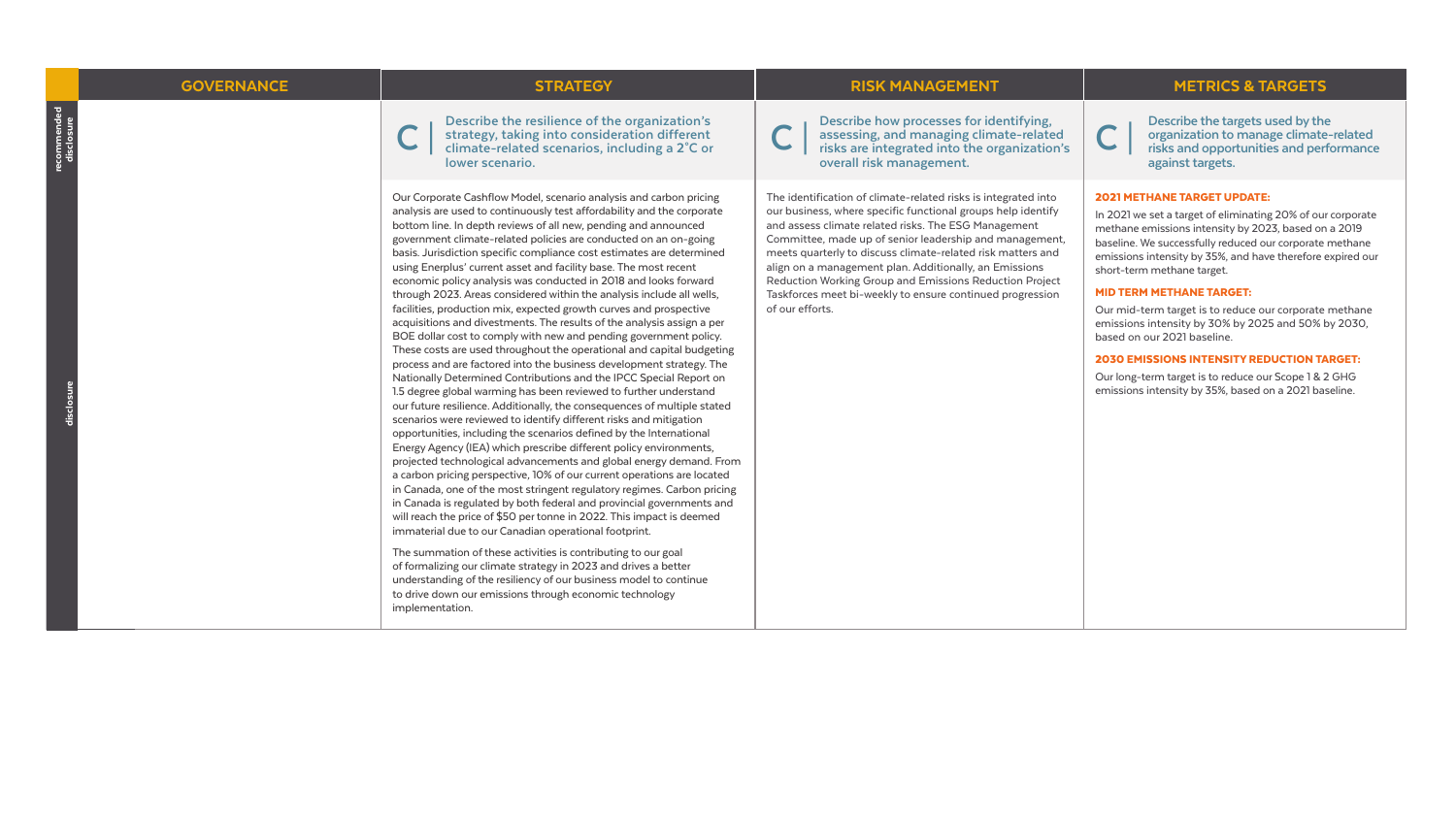| | GOVERNANCE | STRATEGY | RISK MANAGEMENT | METRICS & TARGETS |
|---|---|---|---|---|
| recommended disclosure | | **C** \| Describe the resilience of the organization's strategy, taking into consideration different climate-related scenarios, including a 2°C or lower scenario. | **C** \| Describe how processes for identifying, assessing, and managing climate-related risks are integrated into the organization's overall risk management. | **C** \| Describe the targets used by the organization to manage climate-related risks and opportunities and performance against targets. |
| disclosure | | Our Corporate Cashflow Model, scenario analysis and carbon pricing analysis are used to continuously test affordability and the corporate bottom line. In depth reviews of all new, pending and announced government climate-related policies are conducted on an on-going basis. Jurisdiction specific compliance cost estimates are determined using Enerplus' current asset and facility base. The most recent economic policy analysis was conducted in 2018 and looks forward through 2023. Areas considered within the analysis include all wells, facilities, production mix, expected growth curves and prospective acquisitions and divestments. The results of the analysis assign a per BOE dollar cost to comply with new and pending government policy. These costs are used throughout the operational and capital budgeting process and are factored into the business development strategy. The Nationally Determined Contributions and the IPCC Special Report on 1.5 degree global warming has been reviewed to further understand our future resilience. Additionally, the consequences of multiple stated scenarios were reviewed to identify different risks and mitigation opportunities, including the scenarios defined by the International Energy Agency (IEA) which prescribe different policy environments, projected technological advancements and global energy demand. From a carbon pricing perspective, 10% of our current operations are located in Canada, one of the most stringent regulatory regimes. Carbon pricing in Canada is regulated by both federal and provincial governments and will reach the price of $50 per tonne in 2022. This impact is deemed immaterial due to our Canadian operational footprint.<br><br>The summation of these activities is contributing to our goal of formalizing our climate strategy in 2023 and drives a better understanding of the resiliency of our business model to continue to drive down our emissions through economic technology implementation. | The identification of climate-related risks is integrated into our business, where specific functional groups help identify and assess climate related risks. The ESG Management Committee, made up of senior leadership and management, meets quarterly to discuss climate-related risk matters and align on a management plan. Additionally, an Emissions Reduction Working Group and Emissions Reduction Project Taskforces meet bi-weekly to ensure continued progression of our efforts. | **2021 METHANE TARGET UPDATE:**<br>In 2021 we set a target of eliminating 20% of our corporate methane emissions intensity by 2023, based on a 2019 baseline. We successfully reduced our corporate methane emissions intensity by 35%, and have therefore expired our short-term methane target.<br><br>**MID TERM METHANE TARGET:**<br>Our mid-term target is to reduce our corporate methane emissions intensity by 30% by 2025 and 50% by 2030, based on our 2021 baseline.<br><br>**2030 EMISSIONS INTENSITY REDUCTION TARGET:**<br>Our long-term target is to reduce our Scope 1 & 2 GHG emissions intensity by 35%, based on a 2021 baseline. |